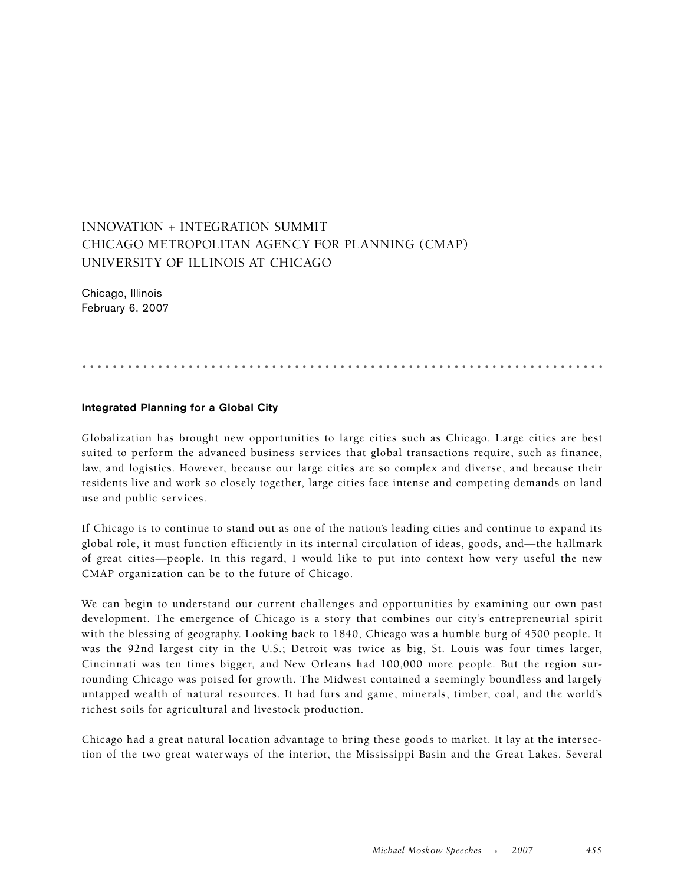# INNOVATION + INTEGRATION SUMMIT
# CHICAGO METROPOLITAN AGENCY FOR PLANNING (CMAP)
# UNIVERSITY OF ILLINOIS AT CHICAGO

Chicago, Illinois
February 6, 2007

## Integrated Planning for a Global City

Globalization has brought new opportunities to large cities such as Chicago. Large cities are best suited to perform the advanced business services that global transactions require, such as finance, law, and logistics. However, because our large cities are so complex and diverse, and because their residents live and work so closely together, large cities face intense and competing demands on land use and public services.

If Chicago is to continue to stand out as one of the nation's leading cities and continue to expand its global role, it must function efficiently in its internal circulation of ideas, goods, and—the hallmark of great cities—people. In this regard, I would like to put into context how very useful the new CMAP organization can be to the future of Chicago.

We can begin to understand our current challenges and opportunities by examining our own past development. The emergence of Chicago is a story that combines our city's entrepreneurial spirit with the blessing of geography. Looking back to 1840, Chicago was a humble burg of 4500 people. It was the 92nd largest city in the U.S.; Detroit was twice as big, St. Louis was four times larger, Cincinnati was ten times bigger, and New Orleans had 100,000 more people. But the region surrounding Chicago was poised for growth. The Midwest contained a seemingly boundless and largely untapped wealth of natural resources. It had furs and game, minerals, timber, coal, and the world's richest soils for agricultural and livestock production.

Chicago had a great natural location advantage to bring these goods to market. It lay at the intersection of the two great waterways of the interior, the Mississippi Basin and the Great Lakes. Several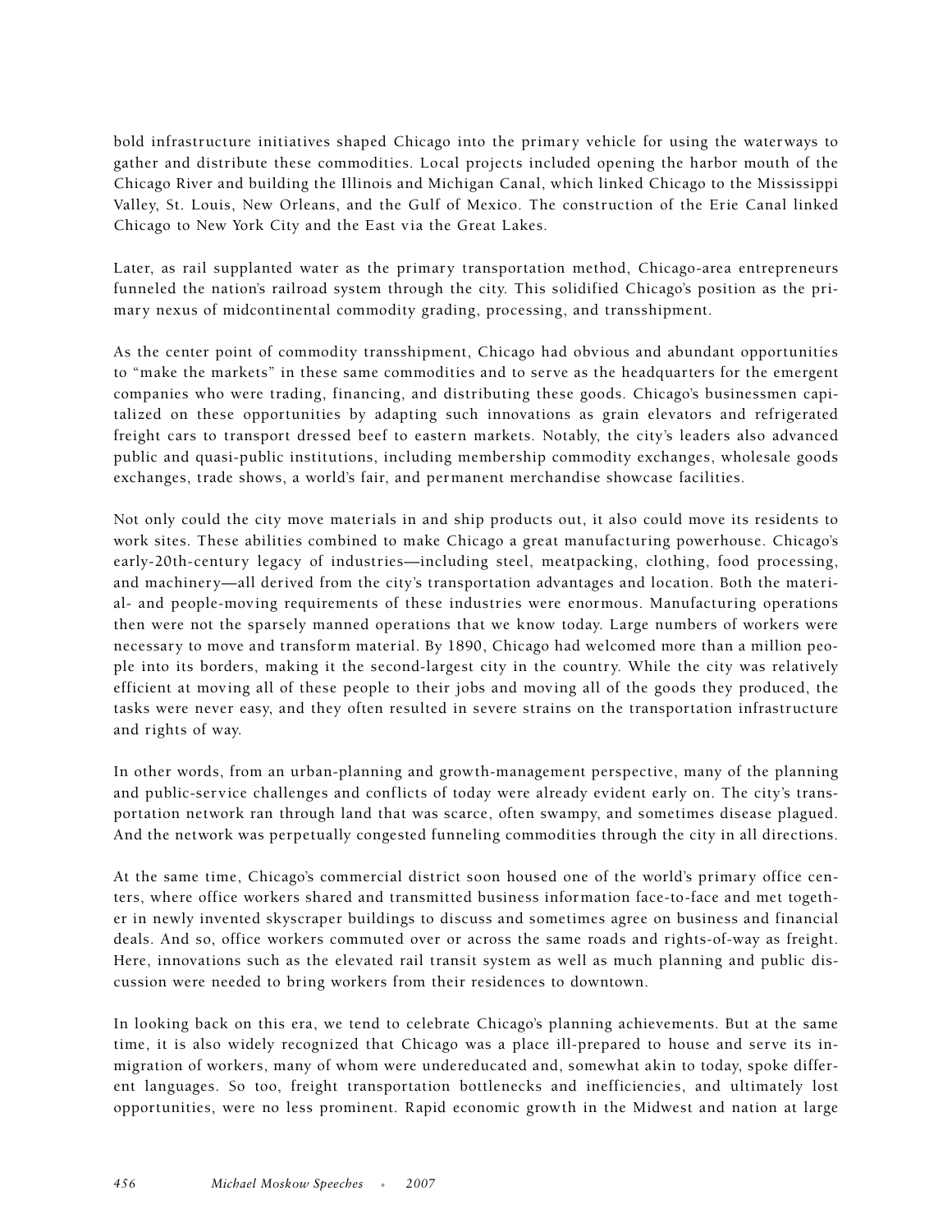bold infrastructure initiatives shaped Chicago into the primary vehicle for using the waterways to gather and distribute these commodities. Local projects included opening the harbor mouth of the Chicago River and building the Illinois and Michigan Canal, which linked Chicago to the Mississippi Valley, St. Louis, New Orleans, and the Gulf of Mexico. The construction of the Erie Canal linked Chicago to New York City and the East via the Great Lakes.

Later, as rail supplanted water as the primary transportation method, Chicago-area entrepreneurs funneled the nation's railroad system through the city. This solidified Chicago's position as the primary nexus of midcontinental commodity grading, processing, and transshipment.

As the center point of commodity transshipment, Chicago had obvious and abundant opportunities to "make the markets" in these same commodities and to serve as the headquarters for the emergent companies who were trading, financing, and distributing these goods. Chicago's businessmen capitalized on these opportunities by adapting such innovations as grain elevators and refrigerated freight cars to transport dressed beef to eastern markets. Notably, the city's leaders also advanced public and quasi-public institutions, including membership commodity exchanges, wholesale goods exchanges, trade shows, a world's fair, and permanent merchandise showcase facilities.

Not only could the city move materials in and ship products out, it also could move its residents to work sites. These abilities combined to make Chicago a great manufacturing powerhouse. Chicago's early-20th-century legacy of industries—including steel, meatpacking, clothing, food processing, and machinery—all derived from the city's transportation advantages and location. Both the material- and people-moving requirements of these industries were enormous. Manufacturing operations then were not the sparsely manned operations that we know today. Large numbers of workers were necessary to move and transform material. By 1890, Chicago had welcomed more than a million people into its borders, making it the second-largest city in the country. While the city was relatively efficient at moving all of these people to their jobs and moving all of the goods they produced, the tasks were never easy, and they often resulted in severe strains on the transportation infrastructure and rights of way.

In other words, from an urban-planning and growth-management perspective, many of the planning and public-service challenges and conflicts of today were already evident early on. The city's transportation network ran through land that was scarce, often swampy, and sometimes disease plagued. And the network was perpetually congested funneling commodities through the city in all directions.

At the same time, Chicago's commercial district soon housed one of the world's primary office centers, where office workers shared and transmitted business information face-to-face and met together in newly invented skyscraper buildings to discuss and sometimes agree on business and financial deals. And so, office workers commuted over or across the same roads and rights-of-way as freight. Here, innovations such as the elevated rail transit system as well as much planning and public discussion were needed to bring workers from their residences to downtown.

In looking back on this era, we tend to celebrate Chicago's planning achievements. But at the same time, it is also widely recognized that Chicago was a place ill-prepared to house and serve its inmigration of workers, many of whom were undereducated and, somewhat akin to today, spoke different languages. So too, freight transportation bottlenecks and inefficiencies, and ultimately lost opportunities, were no less prominent. Rapid economic growth in the Midwest and nation at large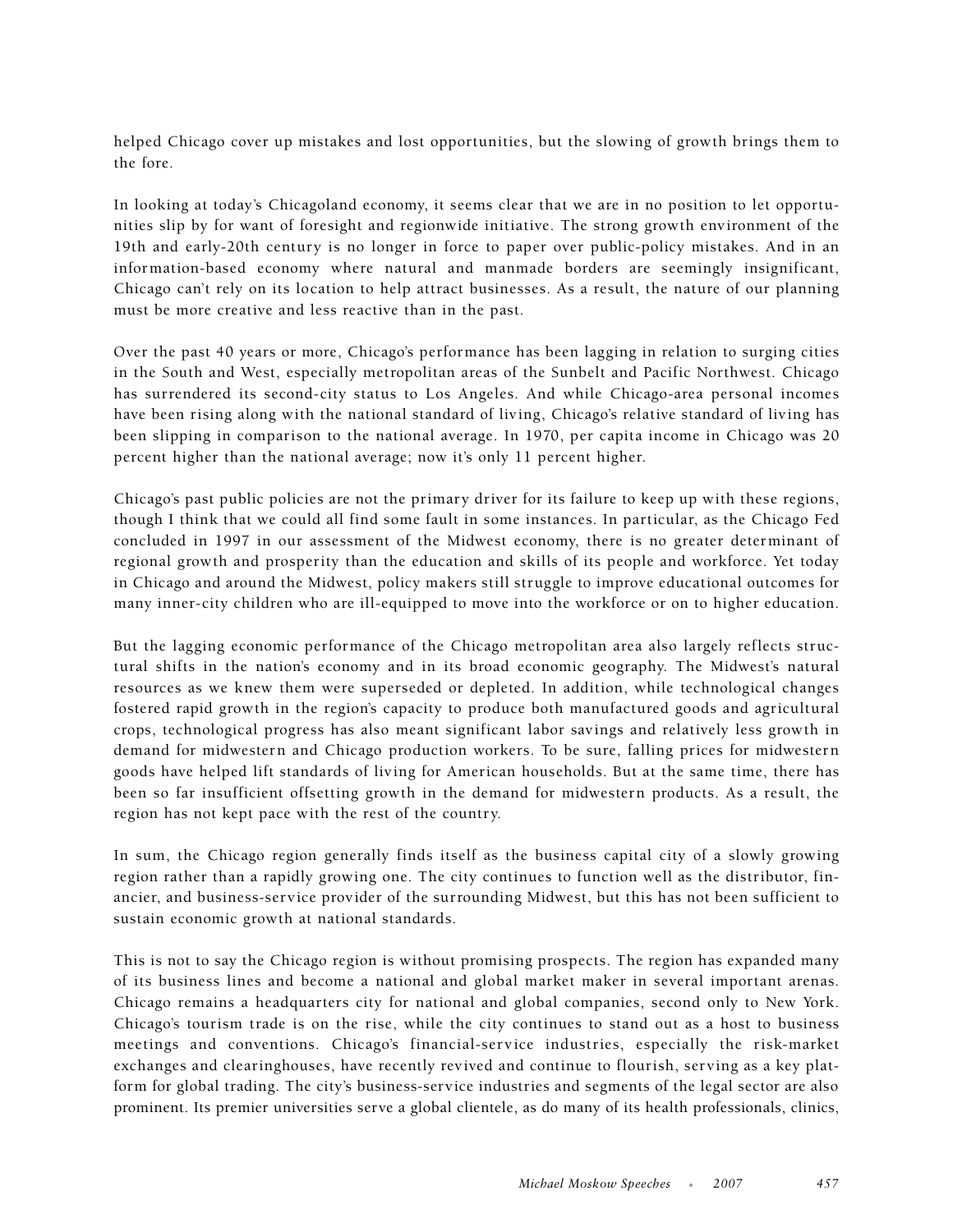helped Chicago cover up mistakes and lost opportunities, but the slowing of growth brings them to the fore.

In looking at today's Chicagoland economy, it seems clear that we are in no position to let opportunities slip by for want of foresight and regionwide initiative. The strong growth environment of the 19th and early-20th century is no longer in force to paper over public-policy mistakes. And in an information-based economy where natural and manmade borders are seemingly insignificant, Chicago can't rely on its location to help attract businesses. As a result, the nature of our planning must be more creative and less reactive than in the past.

Over the past 40 years or more, Chicago's performance has been lagging in relation to surging cities in the South and West, especially metropolitan areas of the Sunbelt and Pacific Northwest. Chicago has surrendered its second-city status to Los Angeles. And while Chicago-area personal incomes have been rising along with the national standard of living, Chicago's relative standard of living has been slipping in comparison to the national average. In 1970, per capita income in Chicago was 20 percent higher than the national average; now it's only 11 percent higher.

Chicago's past public policies are not the primary driver for its failure to keep up with these regions, though I think that we could all find some fault in some instances. In particular, as the Chicago Fed concluded in 1997 in our assessment of the Midwest economy, there is no greater determinant of regional growth and prosperity than the education and skills of its people and workforce. Yet today in Chicago and around the Midwest, policy makers still struggle to improve educational outcomes for many inner-city children who are ill-equipped to move into the workforce or on to higher education.

But the lagging economic performance of the Chicago metropolitan area also largely reflects structural shifts in the nation's economy and in its broad economic geography. The Midwest's natural resources as we knew them were superseded or depleted. In addition, while technological changes fostered rapid growth in the region's capacity to produce both manufactured goods and agricultural crops, technological progress has also meant significant labor savings and relatively less growth in demand for midwestern and Chicago production workers. To be sure, falling prices for midwestern goods have helped lift standards of living for American households. But at the same time, there has been so far insufficient offsetting growth in the demand for midwestern products. As a result, the region has not kept pace with the rest of the country.

In sum, the Chicago region generally finds itself as the business capital city of a slowly growing region rather than a rapidly growing one. The city continues to function well as the distributor, financier, and business-service provider of the surrounding Midwest, but this has not been sufficient to sustain economic growth at national standards.

This is not to say the Chicago region is without promising prospects. The region has expanded many of its business lines and become a national and global market maker in several important arenas. Chicago remains a headquarters city for national and global companies, second only to New York. Chicago's tourism trade is on the rise, while the city continues to stand out as a host to business meetings and conventions. Chicago's financial-service industries, especially the risk-market exchanges and clearinghouses, have recently revived and continue to flourish, serving as a key platform for global trading. The city's business-service industries and segments of the legal sector are also prominent. Its premier universities serve a global clientele, as do many of its health professionals, clinics,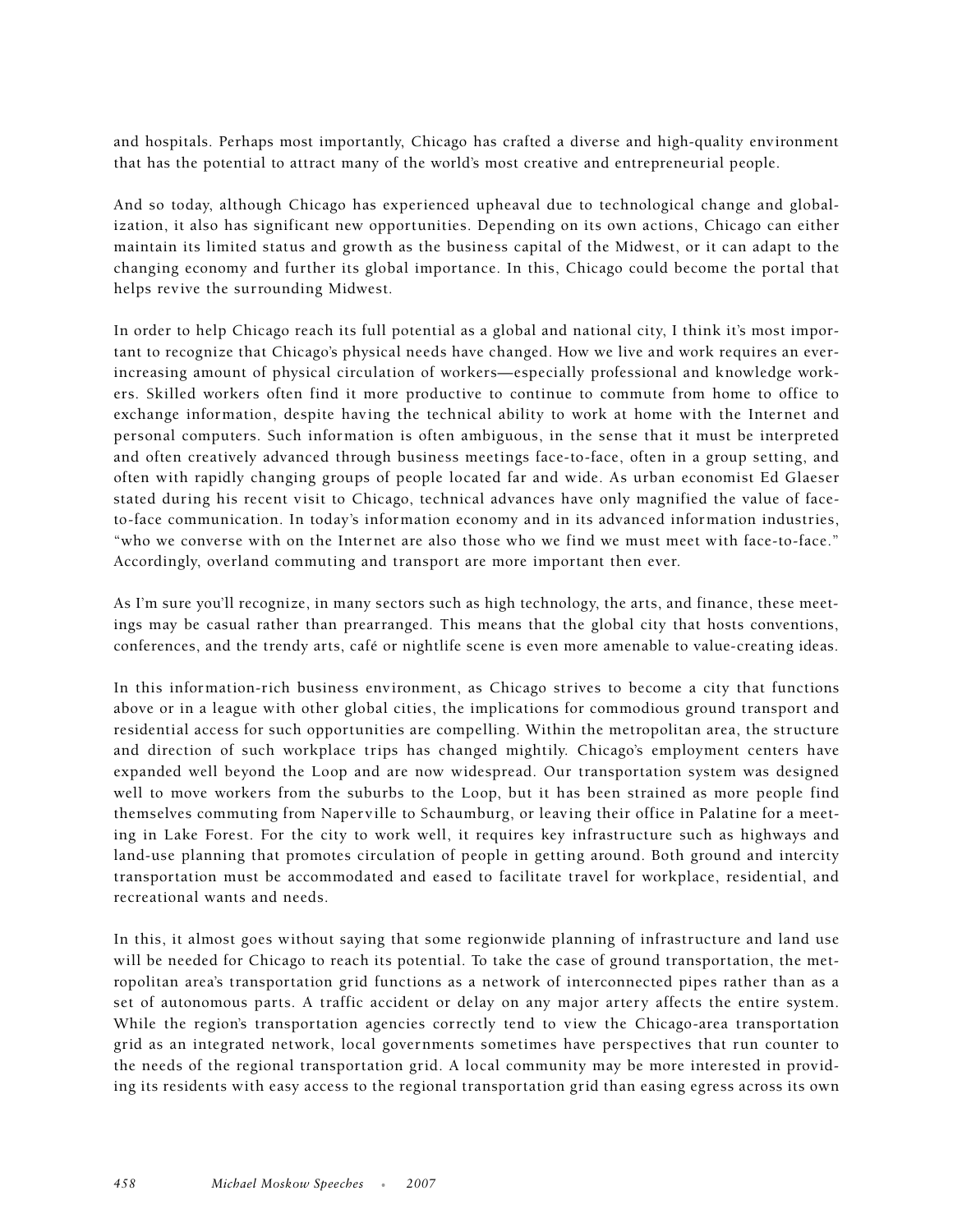and hospitals. Perhaps most importantly, Chicago has crafted a diverse and high-quality environment that has the potential to attract many of the world's most creative and entrepreneurial people.

And so today, although Chicago has experienced upheaval due to technological change and globalization, it also has significant new opportunities. Depending on its own actions, Chicago can either maintain its limited status and growth as the business capital of the Midwest, or it can adapt to the changing economy and further its global importance. In this, Chicago could become the portal that helps revive the surrounding Midwest.

In order to help Chicago reach its full potential as a global and national city, I think it's most important to recognize that Chicago's physical needs have changed. How we live and work requires an ever-increasing amount of physical circulation of workers—especially professional and knowledge workers. Skilled workers often find it more productive to continue to commute from home to office to exchange information, despite having the technical ability to work at home with the Internet and personal computers. Such information is often ambiguous, in the sense that it must be interpreted and often creatively advanced through business meetings face-to-face, often in a group setting, and often with rapidly changing groups of people located far and wide. As urban economist Ed Glaeser stated during his recent visit to Chicago, technical advances have only magnified the value of face-to-face communication. In today's information economy and in its advanced information industries, "who we converse with on the Internet are also those who we find we must meet with face-to-face." Accordingly, overland commuting and transport are more important then ever.

As I'm sure you'll recognize, in many sectors such as high technology, the arts, and finance, these meetings may be casual rather than prearranged. This means that the global city that hosts conventions, conferences, and the trendy arts, café or nightlife scene is even more amenable to value-creating ideas.

In this information-rich business environment, as Chicago strives to become a city that functions above or in a league with other global cities, the implications for commodious ground transport and residential access for such opportunities are compelling. Within the metropolitan area, the structure and direction of such workplace trips has changed mightily. Chicago's employment centers have expanded well beyond the Loop and are now widespread. Our transportation system was designed well to move workers from the suburbs to the Loop, but it has been strained as more people find themselves commuting from Naperville to Schaumburg, or leaving their office in Palatine for a meeting in Lake Forest. For the city to work well, it requires key infrastructure such as highways and land-use planning that promotes circulation of people in getting around. Both ground and intercity transportation must be accommodated and eased to facilitate travel for workplace, residential, and recreational wants and needs.

In this, it almost goes without saying that some regionwide planning of infrastructure and land use will be needed for Chicago to reach its potential. To take the case of ground transportation, the metropolitan area's transportation grid functions as a network of interconnected pipes rather than as a set of autonomous parts. A traffic accident or delay on any major artery affects the entire system. While the region's transportation agencies correctly tend to view the Chicago-area transportation grid as an integrated network, local governments sometimes have perspectives that run counter to the needs of the regional transportation grid. A local community may be more interested in providing its residents with easy access to the regional transportation grid than easing egress across its own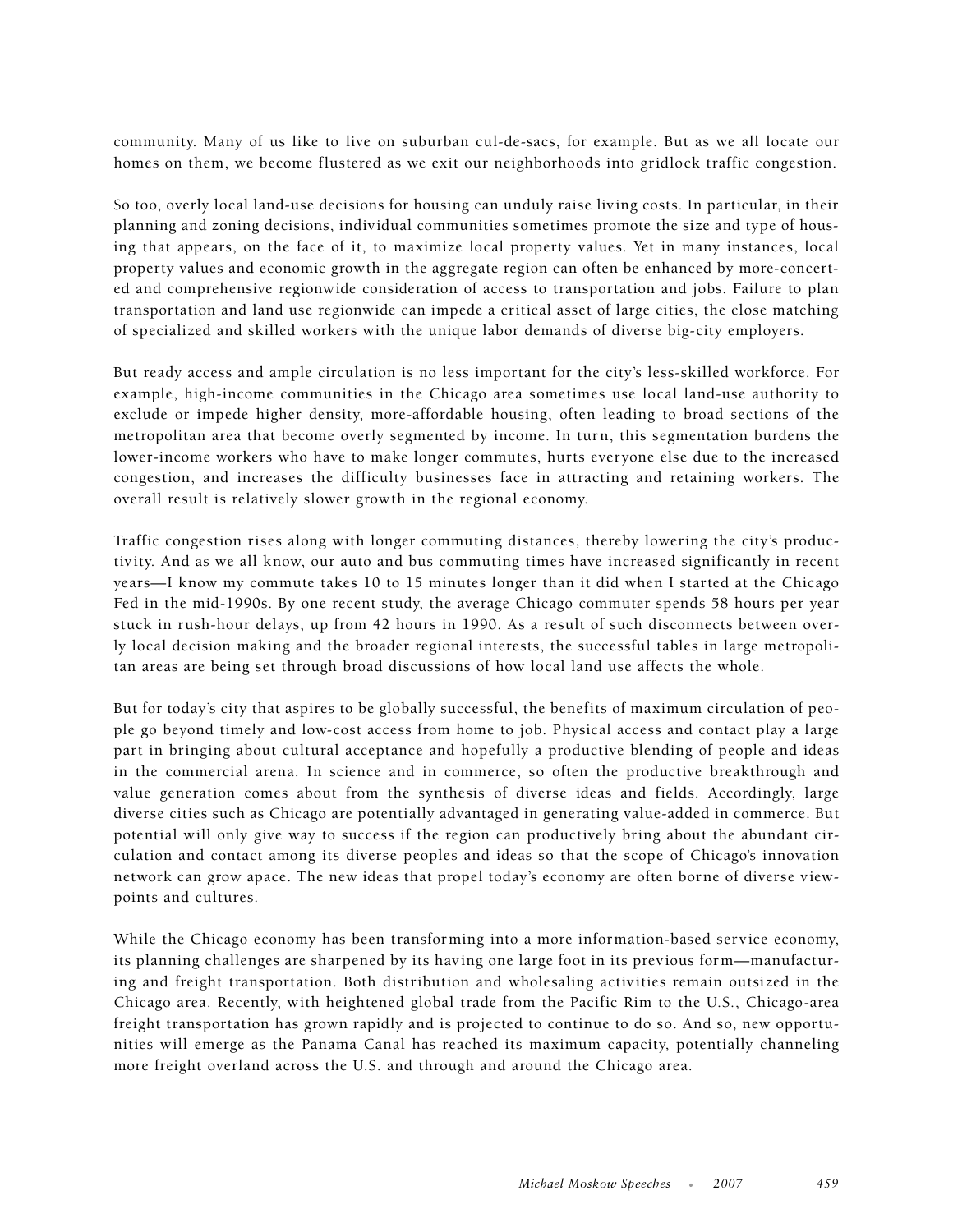community. Many of us like to live on suburban cul-de-sacs, for example. But as we all locate our homes on them, we become flustered as we exit our neighborhoods into gridlock traffic congestion.

So too, overly local land-use decisions for housing can unduly raise living costs. In particular, in their planning and zoning decisions, individual communities sometimes promote the size and type of housing that appears, on the face of it, to maximize local property values. Yet in many instances, local property values and economic growth in the aggregate region can often be enhanced by more-concerted and comprehensive regionwide consideration of access to transportation and jobs. Failure to plan transportation and land use regionwide can impede a critical asset of large cities, the close matching of specialized and skilled workers with the unique labor demands of diverse big-city employers.

But ready access and ample circulation is no less important for the city's less-skilled workforce. For example, high-income communities in the Chicago area sometimes use local land-use authority to exclude or impede higher density, more-affordable housing, often leading to broad sections of the metropolitan area that become overly segmented by income. In turn, this segmentation burdens the lower-income workers who have to make longer commutes, hurts everyone else due to the increased congestion, and increases the difficulty businesses face in attracting and retaining workers. The overall result is relatively slower growth in the regional economy.

Traffic congestion rises along with longer commuting distances, thereby lowering the city's productivity. And as we all know, our auto and bus commuting times have increased significantly in recent years—I know my commute takes 10 to 15 minutes longer than it did when I started at the Chicago Fed in the mid-1990s. By one recent study, the average Chicago commuter spends 58 hours per year stuck in rush-hour delays, up from 42 hours in 1990. As a result of such disconnects between overly local decision making and the broader regional interests, the successful tables in large metropolitan areas are being set through broad discussions of how local land use affects the whole.

But for today's city that aspires to be globally successful, the benefits of maximum circulation of people go beyond timely and low-cost access from home to job. Physical access and contact play a large part in bringing about cultural acceptance and hopefully a productive blending of people and ideas in the commercial arena. In science and in commerce, so often the productive breakthrough and value generation comes about from the synthesis of diverse ideas and fields. Accordingly, large diverse cities such as Chicago are potentially advantaged in generating value-added in commerce. But potential will only give way to success if the region can productively bring about the abundant circulation and contact among its diverse peoples and ideas so that the scope of Chicago's innovation network can grow apace. The new ideas that propel today's economy are often borne of diverse viewpoints and cultures.

While the Chicago economy has been transforming into a more information-based service economy, its planning challenges are sharpened by its having one large foot in its previous form—manufacturing and freight transportation. Both distribution and wholesaling activities remain outsized in the Chicago area. Recently, with heightened global trade from the Pacific Rim to the U.S., Chicago-area freight transportation has grown rapidly and is projected to continue to do so. And so, new opportunities will emerge as the Panama Canal has reached its maximum capacity, potentially channeling more freight overland across the U.S. and through and around the Chicago area.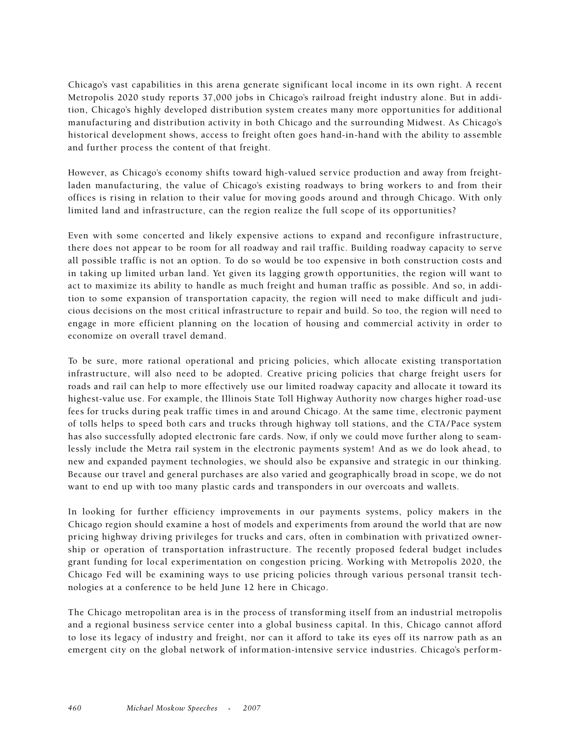Chicago's vast capabilities in this arena generate significant local income in its own right. A recent Metropolis 2020 study reports 37,000 jobs in Chicago's railroad freight industry alone. But in addition, Chicago's highly developed distribution system creates many more opportunities for additional manufacturing and distribution activity in both Chicago and the surrounding Midwest. As Chicago's historical development shows, access to freight often goes hand-in-hand with the ability to assemble and further process the content of that freight.

However, as Chicago's economy shifts toward high-valued service production and away from freight-laden manufacturing, the value of Chicago's existing roadways to bring workers to and from their offices is rising in relation to their value for moving goods around and through Chicago. With only limited land and infrastructure, can the region realize the full scope of its opportunities?

Even with some concerted and likely expensive actions to expand and reconfigure infrastructure, there does not appear to be room for all roadway and rail traffic. Building roadway capacity to serve all possible traffic is not an option. To do so would be too expensive in both construction costs and in taking up limited urban land. Yet given its lagging growth opportunities, the region will want to act to maximize its ability to handle as much freight and human traffic as possible. And so, in addition to some expansion of transportation capacity, the region will need to make difficult and judicious decisions on the most critical infrastructure to repair and build. So too, the region will need to engage in more efficient planning on the location of housing and commercial activity in order to economize on overall travel demand.

To be sure, more rational operational and pricing policies, which allocate existing transportation infrastructure, will also need to be adopted. Creative pricing policies that charge freight users for roads and rail can help to more effectively use our limited roadway capacity and allocate it toward its highest-value use. For example, the Illinois State Toll Highway Authority now charges higher road-use fees for trucks during peak traffic times in and around Chicago. At the same time, electronic payment of tolls helps to speed both cars and trucks through highway toll stations, and the CTA/Pace system has also successfully adopted electronic fare cards. Now, if only we could move further along to seamlessly include the Metra rail system in the electronic payments system! And as we do look ahead, to new and expanded payment technologies, we should also be expansive and strategic in our thinking. Because our travel and general purchases are also varied and geographically broad in scope, we do not want to end up with too many plastic cards and transponders in our overcoats and wallets.

In looking for further efficiency improvements in our payments systems, policy makers in the Chicago region should examine a host of models and experiments from around the world that are now pricing highway driving privileges for trucks and cars, often in combination with privatized ownership or operation of transportation infrastructure. The recently proposed federal budget includes grant funding for local experimentation on congestion pricing. Working with Metropolis 2020, the Chicago Fed will be examining ways to use pricing policies through various personal transit technologies at a conference to be held June 12 here in Chicago.

The Chicago metropolitan area is in the process of transforming itself from an industrial metropolis and a regional business service center into a global business capital. In this, Chicago cannot afford to lose its legacy of industry and freight, nor can it afford to take its eyes off its narrow path as an emergent city on the global network of information-intensive service industries. Chicago's perform-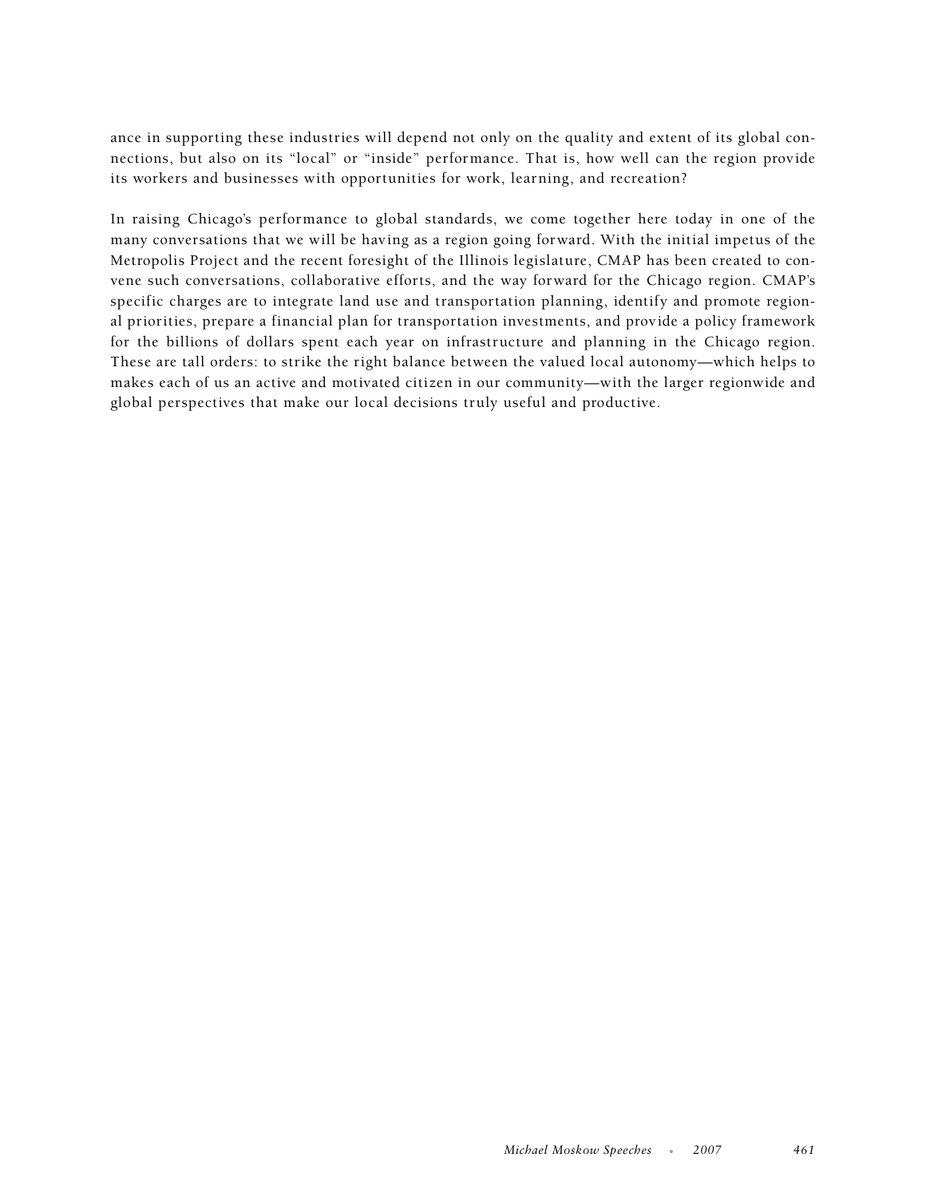ance in supporting these industries will depend not only on the quality and extent of its global connections, but also on its "local" or "inside" performance. That is, how well can the region provide its workers and businesses with opportunities for work, learning, and recreation?

In raising Chicago's performance to global standards, we come together here today in one of the many conversations that we will be having as a region going forward. With the initial impetus of the Metropolis Project and the recent foresight of the Illinois legislature, CMAP has been created to convene such conversations, collaborative efforts, and the way forward for the Chicago region. CMAP's specific charges are to integrate land use and transportation planning, identify and promote regional priorities, prepare a financial plan for transportation investments, and provide a policy framework for the billions of dollars spent each year on infrastructure and planning in the Chicago region. These are tall orders: to strike the right balance between the valued local autonomy—which helps to makes each of us an active and motivated citizen in our community—with the larger regionwide and global perspectives that make our local decisions truly useful and productive.